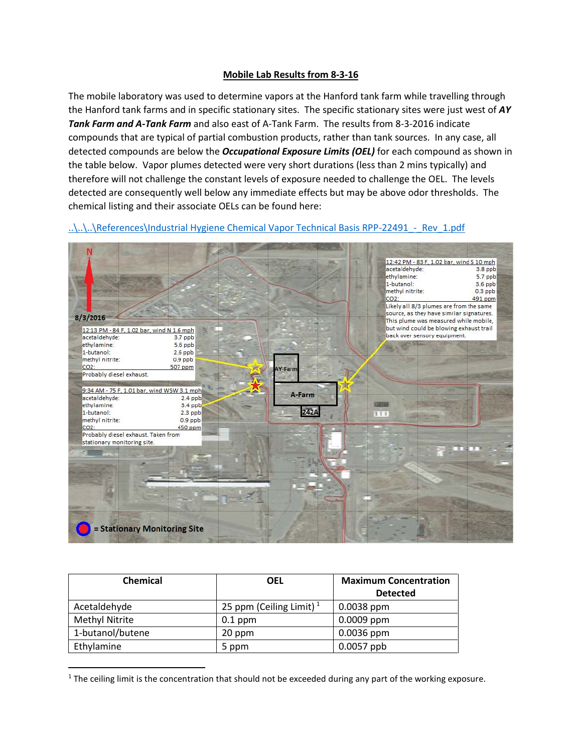# Mobile Lab Results from 8-3-16

The mobile laboratory was used to determine vapors at the Hanford tank farm while travelling through the Hanford tank farms and in specific stationary sites. The specific stationary sites were just west of ***AY Tank Farm and A-Tank Farm*** and also east of A-Tank Farm. The results from 8-3-2016 indicate compounds that are typical of partial combustion products, rather than tank sources. In any case, all detected compounds are below the ***Occupational Exposure Limits (OEL)*** for each compound as shown in the table below. Vapor plumes detected were very short durations (less than 2 mins typically) and therefore will not challenge the constant levels of exposure needed to challenge the OEL. The levels detected are consequently well below any immediate effects but may be above odor thresholds. The chemical listing and their associate OELs can be found here:

[..\..\..\References\Industrial Hygiene Chemical Vapor Technical Basis RPP-22491_-_Rev_1.pdf](..\..\..\References\Industrial Hygiene Chemical Vapor Technical Basis RPP-22491_-_Rev_1.pdf)

N

8/3/2016

12:13 PM - 84 F, 1.02 bar, wind N 1.6 mph

| | |
|---|---|
| acetaldehyde: | 3.7 ppb |
| ethylamine: | 5.6 ppb |
| 1-butanol: | 2.5 ppb |
| methyl nitrite: | 0.9 ppb |
| CO2: | 507 ppm |

Probably diesel exhaust.

9:34 AM - 75 F, 1.01 bar, wind WSW 3.1 mph

| | |
|---|---|
| acetaldehyde: | 2.4 ppb |
| ethylamine: | 3.4 ppb |
| 1-butanol: | 2.3 ppb |
| methyl nitrite: | 0.9 ppb |
| CO2: | 450 ppm |

Probably diesel exhaust. Taken from stationary monitoring site.

12:42 PM - 83 F, 1.02 bar, wind S 10 mph

| | |
|---|---|
| acetaldehyde: | 3.8 ppb |
| ethylamine: | 5.7 ppb |
| 1-butanol: | 3.6 ppb |
| methyl nitrite: | 0.3 ppb |
| CO2: | 491 ppm |

Likely all 8/3 plumes are from the same source, as they have similar signatures. This plume was measured while mobile, but wind could be blowing exhaust trail back over sensory equipment.

AY-Farm

A-Farm

242A

= Stationary Monitoring Site

| Chemical | OEL | Maximum Concentration Detected |
|---|---|---|
| Acetaldehyde | 25 ppm (Ceiling Limit) [1] | 0.0038 ppm |
| Methyl Nitrite | 0.1 ppm | 0.0009 ppm |
| 1-butanol/butene | 20 ppm | 0.0036 ppm |
| Ethylamine | 5 ppm | 0.0057 ppb |

[1] The ceiling limit is the concentration that should not be exceeded during any part of the working exposure.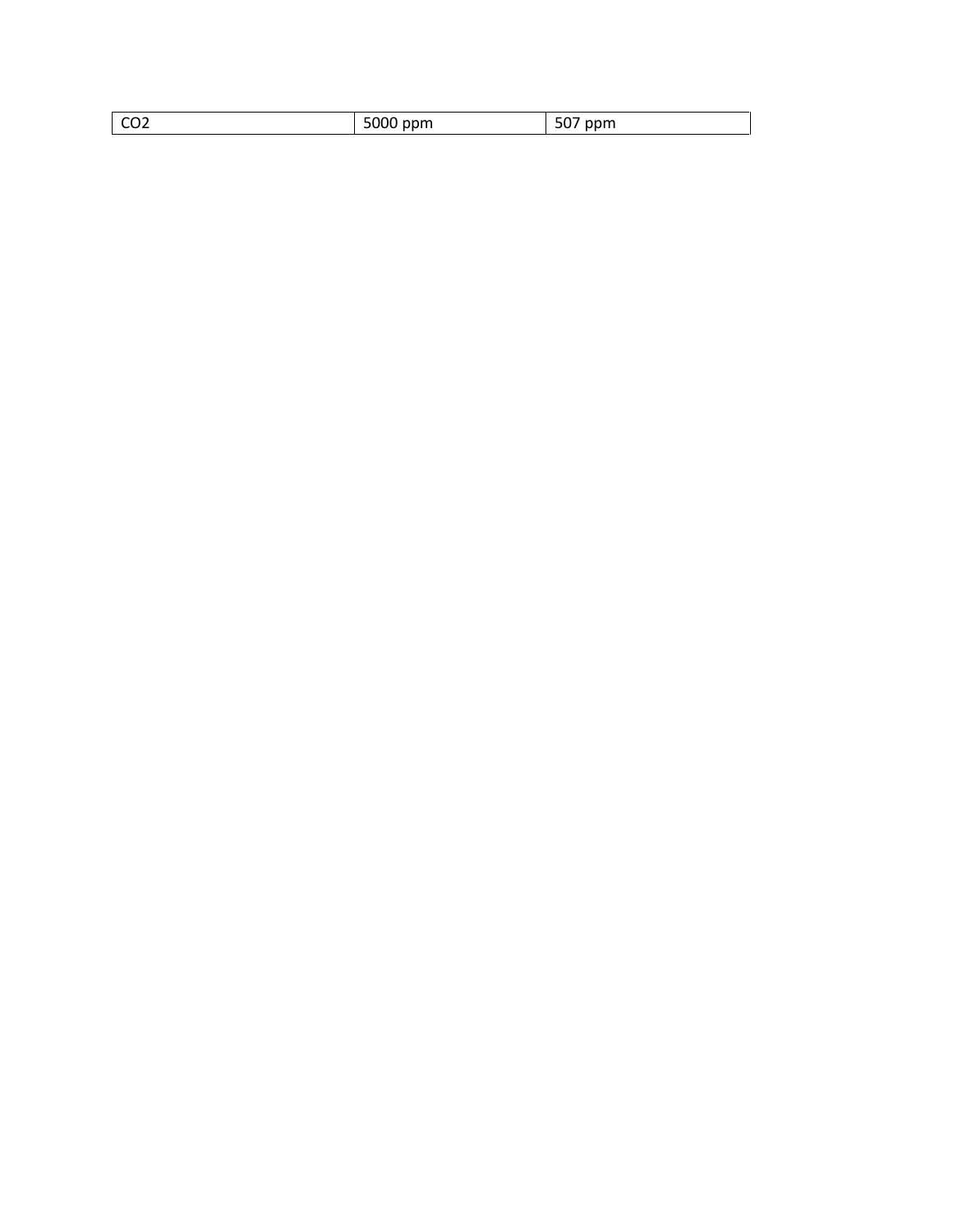| | | |
|---|---|---|
| $CO_2$ | 5000 ppm | 507 ppm |